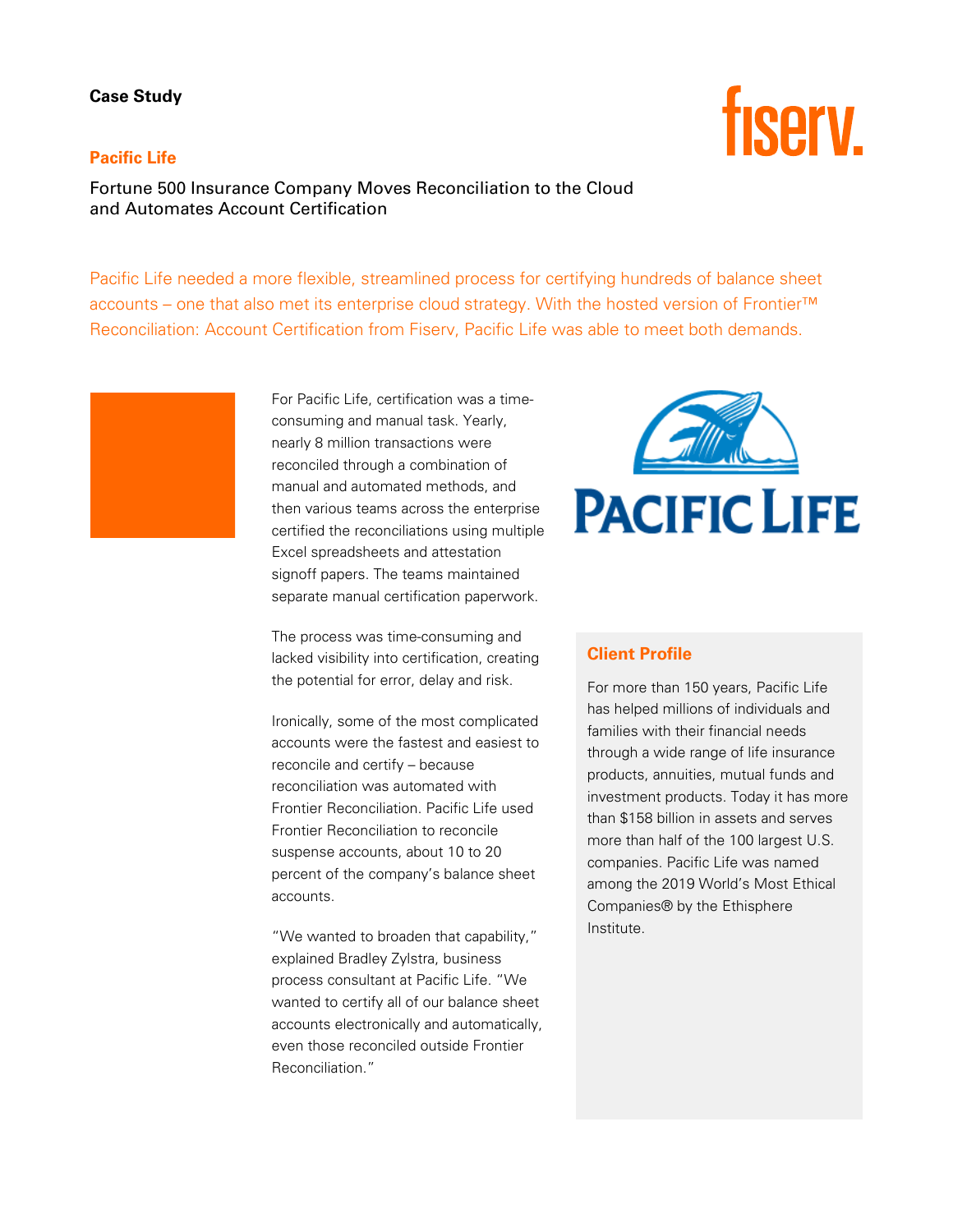**Case Study**

## Pacific Life

Fortune 500 Insurance Company Moves Reconciliation to the Cloud and Automates Account Certification

Pacific Life needed a more flexible, streamlined process for certifying hundreds of balance sheet accounts – one that also met its enterprise cloud strategy. With the hosted version of Frontier™ Reconciliation: Account Certification from Fiserv, Pacific Life was able to meet both demands.

For Pacific Life, certification was a time-consuming and manual task. Yearly, nearly 8 million transactions were reconciled through a combination of manual and automated methods, and then various teams across the enterprise certified the reconciliations using multiple Excel spreadsheets and attestation signoff papers. The teams maintained separate manual certification paperwork.

The process was time-consuming and lacked visibility into certification, creating the potential for error, delay and risk.

Ironically, some of the most complicated accounts were the fastest and easiest to reconcile and certify – because reconciliation was automated with Frontier Reconciliation. Pacific Life used Frontier Reconciliation to reconcile suspense accounts, about 10 to 20 percent of the company's balance sheet accounts.

"We wanted to broaden that capability," explained Bradley Zylstra, business process consultant at Pacific Life. "We wanted to certify all of our balance sheet accounts electronically and automatically, even those reconciled outside Frontier Reconciliation."

### Client Profile

For more than 150 years, Pacific Life has helped millions of individuals and families with their financial needs through a wide range of life insurance products, annuities, mutual funds and investment products. Today it has more than $158 billion in assets and serves more than half of the 100 largest U.S. companies. Pacific Life was named among the 2019 World's Most Ethical Companies® by the Ethisphere Institute.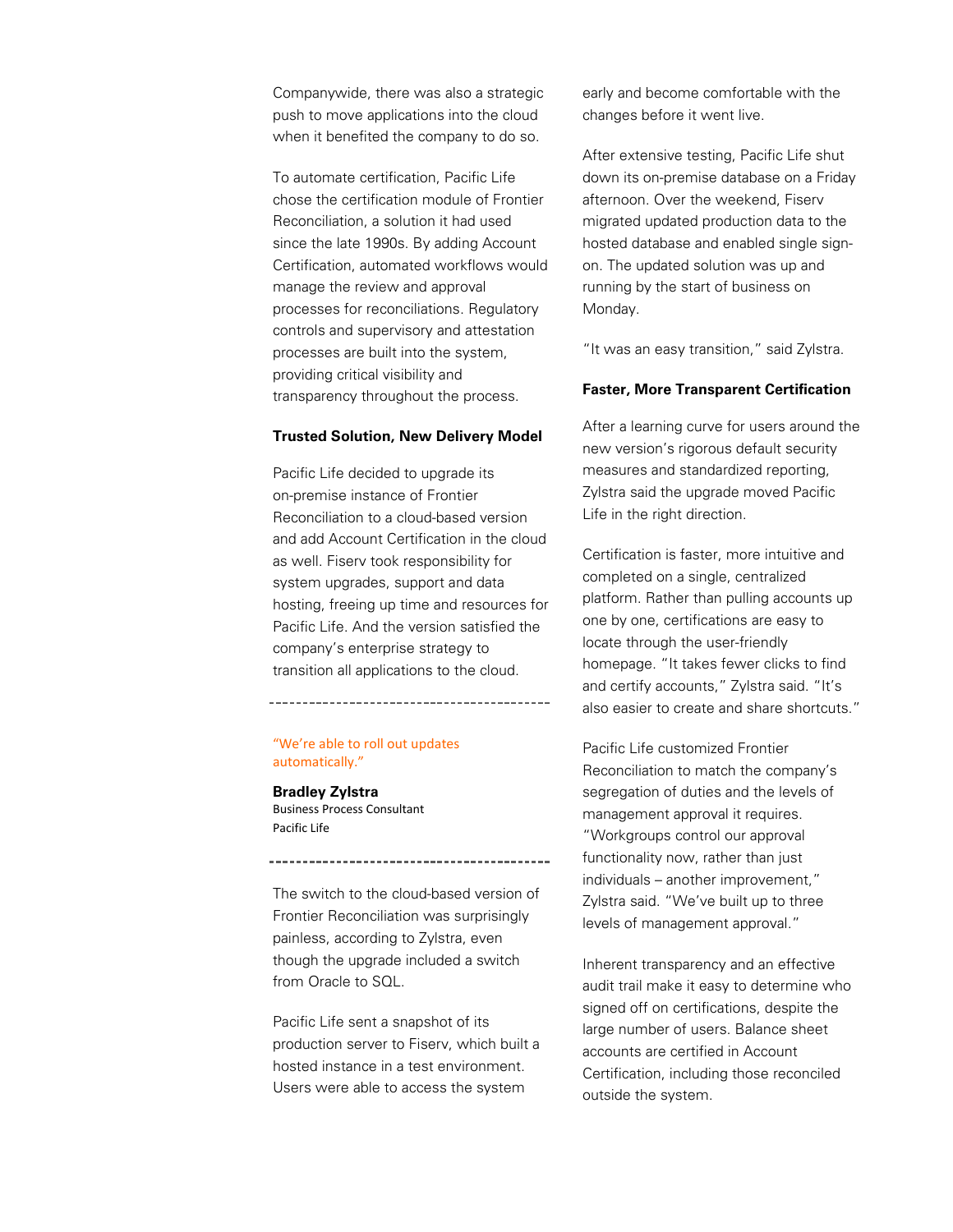Companywide, there was also a strategic push to move applications into the cloud when it benefited the company to do so.

To automate certification, Pacific Life chose the certification module of Frontier Reconciliation, a solution it had used since the late 1990s. By adding Account Certification, automated workflows would manage the review and approval processes for reconciliations. Regulatory controls and supervisory and attestation processes are built into the system, providing critical visibility and transparency throughout the process.

**Trusted Solution, New Delivery Model**

Pacific Life decided to upgrade its on-premise instance of Frontier Reconciliation to a cloud-based version and add Account Certification in the cloud as well. Fiserv took responsibility for system upgrades, support and data hosting, freeing up time and resources for Pacific Life. And the version satisfied the company's enterprise strategy to transition all applications to the cloud.

---

"We're able to roll out updates automatically."

**Bradley Zylstra**
Business Process Consultant
Pacific Life

---

The switch to the cloud-based version of Frontier Reconciliation was surprisingly painless, according to Zylstra, even though the upgrade included a switch from Oracle to SQL.

Pacific Life sent a snapshot of its production server to Fiserv, which built a hosted instance in a test environment. Users were able to access the system early and become comfortable with the changes before it went live.

After extensive testing, Pacific Life shut down its on-premise database on a Friday afternoon. Over the weekend, Fiserv migrated updated production data to the hosted database and enabled single sign-on. The updated solution was up and running by the start of business on Monday.

"It was an easy transition," said Zylstra.

**Faster, More Transparent Certification**

After a learning curve for users around the new version's rigorous default security measures and standardized reporting, Zylstra said the upgrade moved Pacific Life in the right direction.

Certification is faster, more intuitive and completed on a single, centralized platform. Rather than pulling accounts up one by one, certifications are easy to locate through the user-friendly homepage. "It takes fewer clicks to find and certify accounts," Zylstra said. "It's also easier to create and share shortcuts."

Pacific Life customized Frontier Reconciliation to match the company's segregation of duties and the levels of management approval it requires. "Workgroups control our approval functionality now, rather than just individuals – another improvement," Zylstra said. "We've built up to three levels of management approval."

Inherent transparency and an effective audit trail make it easy to determine who signed off on certifications, despite the large number of users. Balance sheet accounts are certified in Account Certification, including those reconciled outside the system.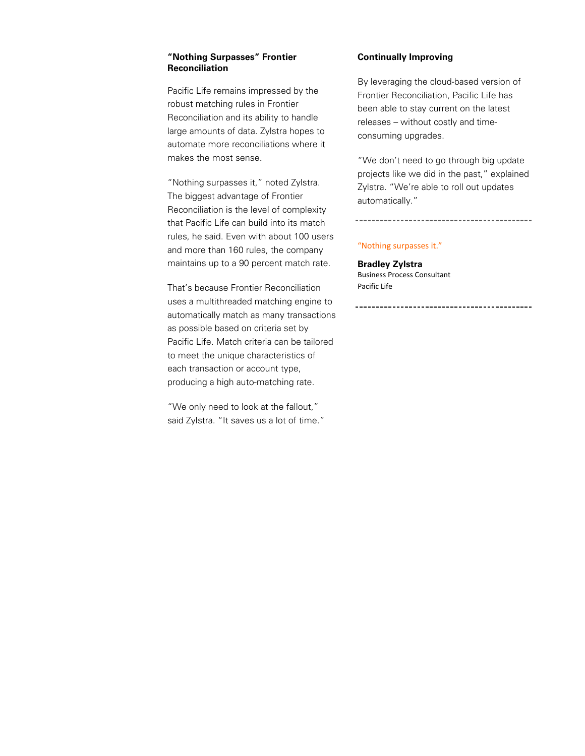## "Nothing Surpasses" Frontier Reconciliation

Pacific Life remains impressed by the robust matching rules in Frontier Reconciliation and its ability to handle large amounts of data. Zylstra hopes to automate more reconciliations where it makes the most sense.

"Nothing surpasses it," noted Zylstra. The biggest advantage of Frontier Reconciliation is the level of complexity that Pacific Life can build into its match rules, he said. Even with about 100 users and more than 160 rules, the company maintains up to a 90 percent match rate.

That's because Frontier Reconciliation uses a multithreaded matching engine to automatically match as many transactions as possible based on criteria set by Pacific Life. Match criteria can be tailored to meet the unique characteristics of each transaction or account type, producing a high auto-matching rate.

"We only need to look at the fallout," said Zylstra. "It saves us a lot of time."

## Continually Improving

By leveraging the cloud-based version of Frontier Reconciliation, Pacific Life has been able to stay current on the latest releases – without costly and time-consuming upgrades.

"We don't need to go through big update projects like we did in the past," explained Zylstra. "We're able to roll out updates automatically."

---

"Nothing surpasses it."

**Bradley Zylstra**
Business Process Consultant
Pacific Life

---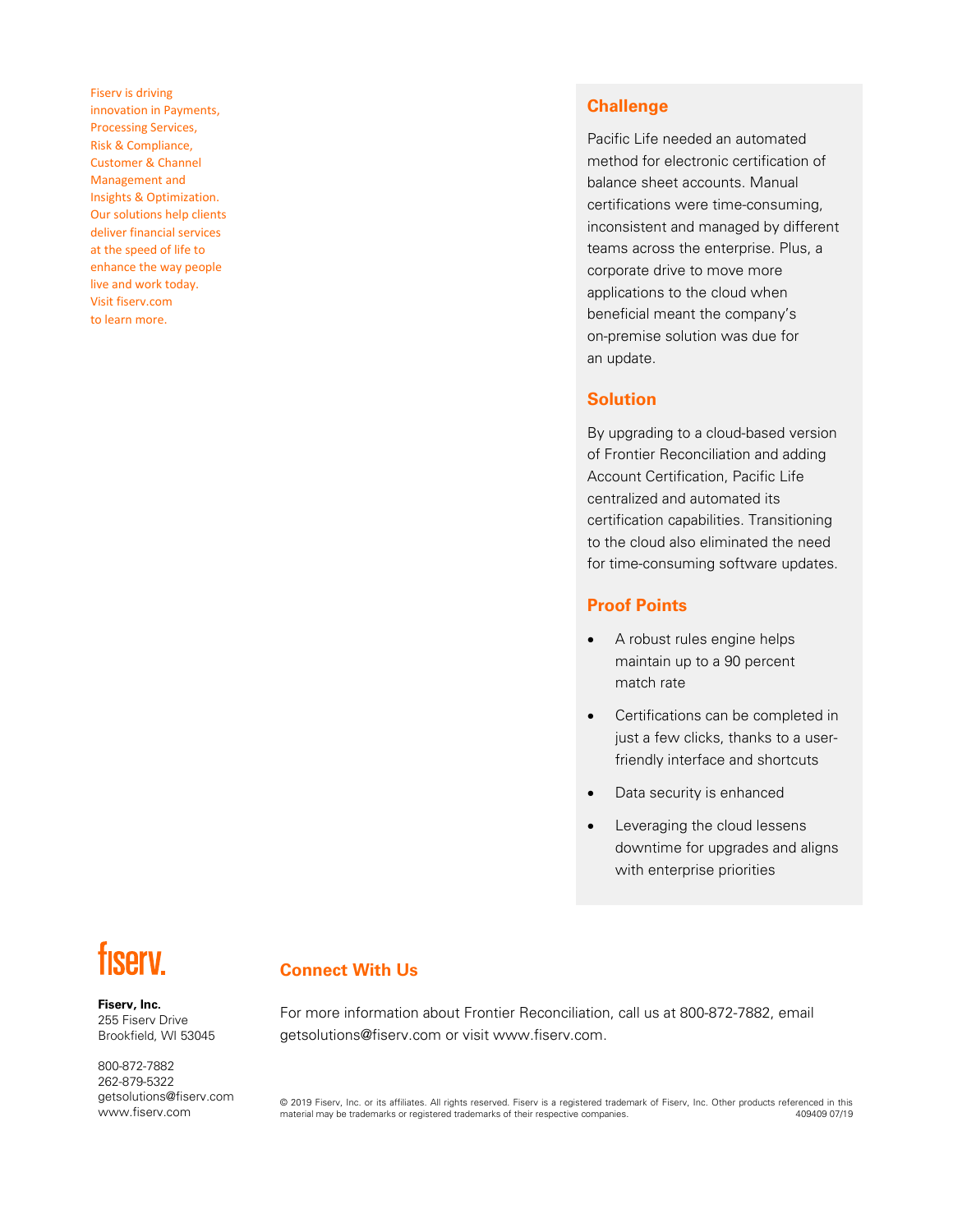Fiserv is driving innovation in Payments, Processing Services, Risk & Compliance, Customer & Channel Management and Insights & Optimization. Our solutions help clients deliver financial services at the speed of life to enhance the way people live and work today. Visit fiserv.com to learn more.

## Challenge

Pacific Life needed an automated method for electronic certification of balance sheet accounts. Manual certifications were time-consuming, inconsistent and managed by different teams across the enterprise. Plus, a corporate drive to move more applications to the cloud when beneficial meant the company's on-premise solution was due for an update.

## Solution

By upgrading to a cloud-based version of Frontier Reconciliation and adding Account Certification, Pacific Life centralized and automated its certification capabilities. Transitioning to the cloud also eliminated the need for time-consuming software updates.

## Proof Points

- A robust rules engine helps maintain up to a 90 percent match rate
- Certifications can be completed in just a few clicks, thanks to a user-friendly interface and shortcuts
- Data security is enhanced
- Leveraging the cloud lessens downtime for upgrades and aligns with enterprise priorities

fiserv.

**Fiserv, Inc.**
255 Fiserv Drive
Brookfield, WI 53045

800-872-7882
262-879-5322
getsolutions@fiserv.com
www.fiserv.com

## Connect With Us

For more information about Frontier Reconciliation, call us at 800-872-7882, email getsolutions@fiserv.com or visit www.fiserv.com.

© 2019 Fiserv, Inc. or its affiliates. All rights reserved. Fiserv is a registered trademark of Fiserv, Inc. Other products referenced in this material may be trademarks or registered trademarks of their respective companies. 409409 07/19